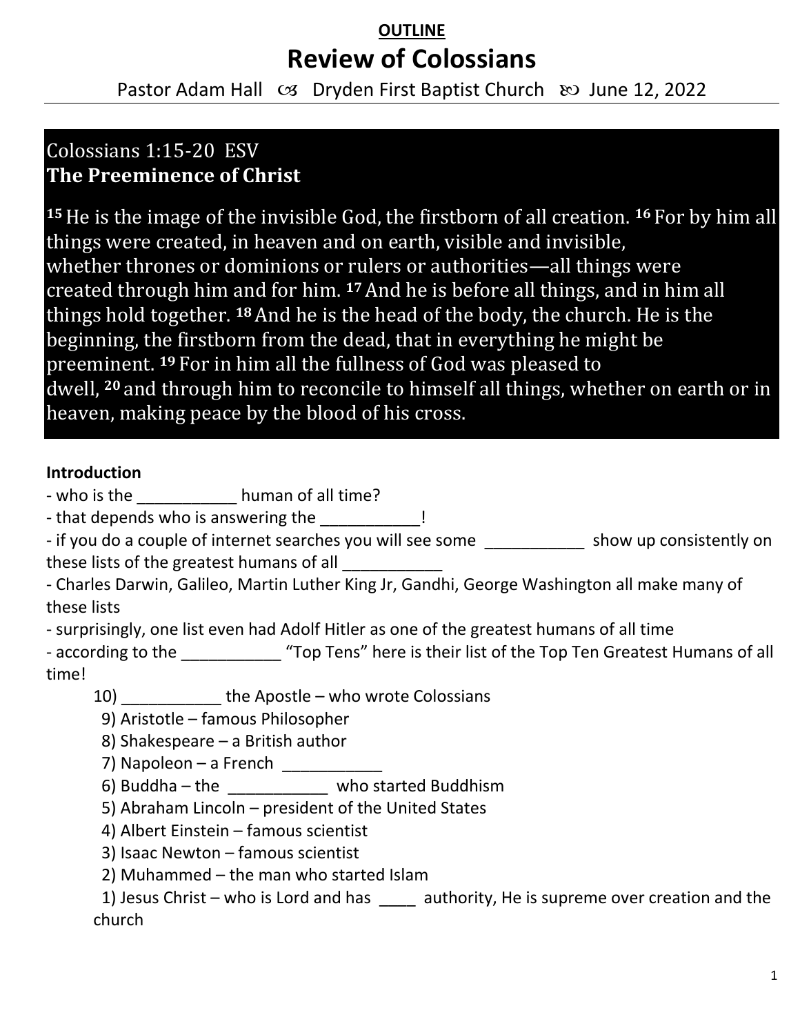**OUTLINE**

# Review of Colossians

Pastor Adam Hall ☙ Dryden First Baptist Church ❧ June 12, 2022

---

Colossians 1:15-20 ESV

**The Preeminence of Christ**

[15] He is the image of the invisible God, the firstborn of all creation. [16] For by him all things were created, in heaven and on earth, visible and invisible, whether thrones or dominions or rulers or authorities—all things were created through him and for him. [17] And he is before all things, and in him all things hold together. [18] And he is the head of the body, the church. He is the beginning, the firstborn from the dead, that in everything he might be preeminent. [19] For in him all the fullness of God was pleased to dwell, [20] and through him to reconcile to himself all things, whether on earth or in heaven, making peace by the blood of his cross.

**Introduction**

- who is the ___________ human of all time?
- that depends who is answering the ___________!
- if you do a couple of internet searches you will see some ___________ show up consistently on these lists of the greatest humans of all ___________
- Charles Darwin, Galileo, Martin Luther King Jr, Gandhi, George Washington all make many of these lists
- surprisingly, one list even had Adolf Hitler as one of the greatest humans of all time
- according to the ___________ "Top Tens" here is their list of the Top Ten Greatest Humans of all time!

10) ___________ the Apostle – who wrote Colossians
9) Aristotle – famous Philosopher
8) Shakespeare – a British author
7) Napoleon – a French ___________
6) Buddha – the ___________ who started Buddhism
5) Abraham Lincoln – president of the United States
4) Albert Einstein – famous scientist
3) Isaac Newton – famous scientist
2) Muhammed – the man who started Islam
1) Jesus Christ – who is Lord and has ____ authority, He is supreme over creation and the church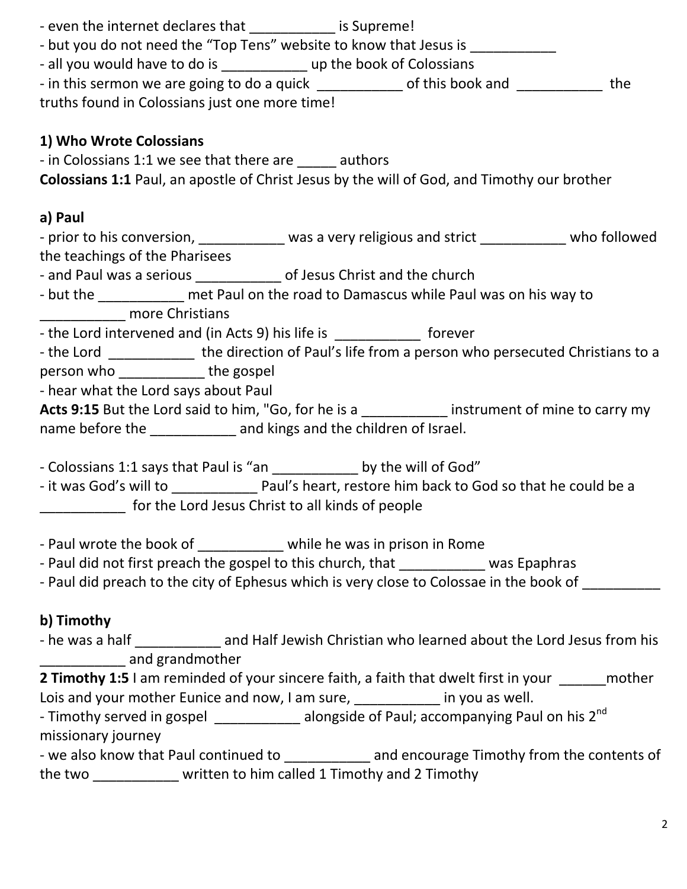- even the internet declares that ___________ is Supreme!
- but you do not need the "Top Tens" website to know that Jesus is ___________
- all you would have to do is ___________ up the book of Colossians
- in this sermon we are going to do a quick ___________ of this book and ___________ the truths found in Colossians just one more time!

## 1) Who Wrote Colossians

- in Colossians 1:1 we see that there are _____ authors

**Colossians 1:1** Paul, an apostle of Christ Jesus by the will of God, and Timothy our brother

### a) Paul

- prior to his conversion, ___________ was a very religious and strict ___________ who followed the teachings of the Pharisees
- and Paul was a serious ___________ of Jesus Christ and the church
- but the ___________ met Paul on the road to Damascus while Paul was on his way to ___________ more Christians
- the Lord intervened and (in Acts 9) his life is ___________ forever
- the Lord ___________ the direction of Paul's life from a person who persecuted Christians to a person who ___________ the gospel
- hear what the Lord says about Paul

**Acts 9:15** But the Lord said to him, "Go, for he is a ___________ instrument of mine to carry my name before the ___________ and kings and the children of Israel.

- Colossians 1:1 says that Paul is "an ___________ by the will of God"
- it was God's will to ___________ Paul's heart, restore him back to God so that he could be a ___________ for the Lord Jesus Christ to all kinds of people

- Paul wrote the book of ___________ while he was in prison in Rome
- Paul did not first preach the gospel to this church, that ___________ was Epaphras
- Paul did preach to the city of Ephesus which is very close to Colossae in the book of __________

### b) Timothy

- he was a half ___________ and Half Jewish Christian who learned about the Lord Jesus from his ___________ and grandmother

**2 Timothy 1:5** I am reminded of your sincere faith, a faith that dwelt first in your ______mother Lois and your mother Eunice and now, I am sure, ___________ in you as well.

- Timothy served in gospel ___________ alongside of Paul; accompanying Paul on his 2nd missionary journey
- we also know that Paul continued to ___________ and encourage Timothy from the contents of the two ___________ written to him called 1 Timothy and 2 Timothy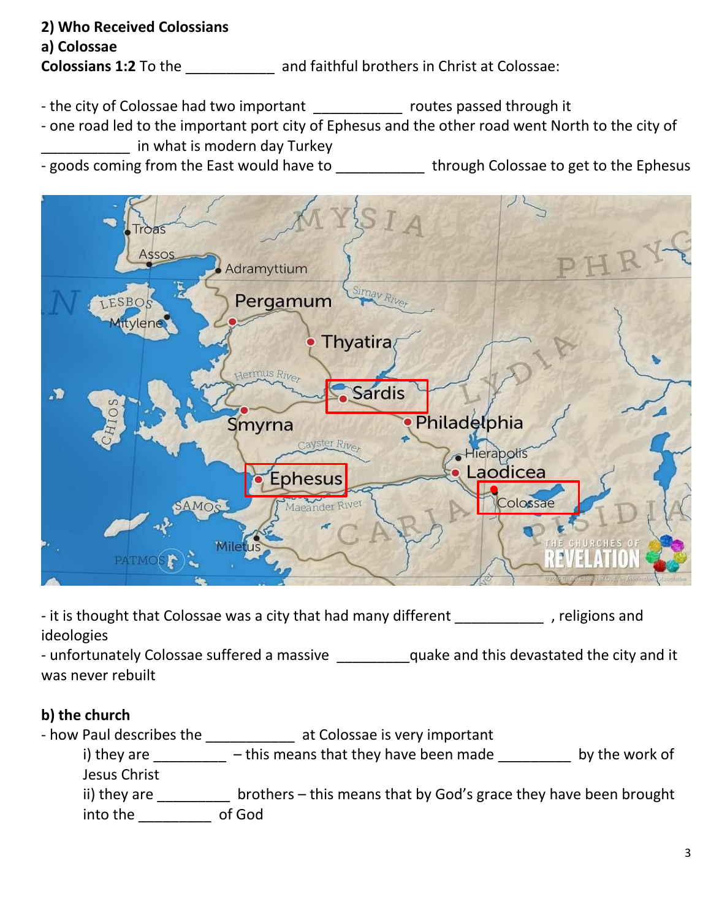**2) Who Received Colossians**

**a) Colossae**

**Colossians 1:2** To the ___________ and faithful brothers in Christ at Colossae:

- the city of Colossae had two important ___________ routes passed through it
- one road led to the important port city of Ephesus and the other road went North to the city of ___________ in what is modern day Turkey
- goods coming from the East would have to ___________ through Colossae to get to the Ephesus

- it is thought that Colossae was a city that had many different ___________ , religions and ideologies
- unfortunately Colossae suffered a massive _________quake and this devastated the city and it was never rebuilt

**b) the church**

- how Paul describes the ___________ at Colossae is very important
    - i) they are _________ – this means that they have been made _________ by the work of Jesus Christ
    - ii) they are _________ brothers – this means that by God's grace they have been brought into the _________ of God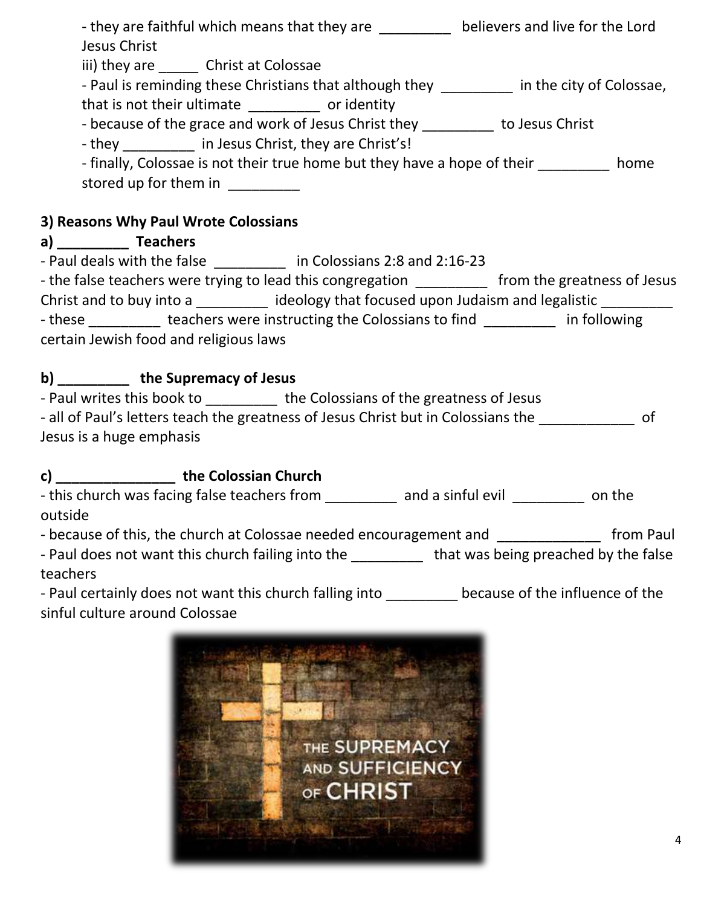- they are faithful which means that they are _________ believers and live for the Lord Jesus Christ

iii) they are _____ Christ at Colossae

- Paul is reminding these Christians that although they _________ in the city of Colossae, that is not their ultimate _________ or identity
- because of the grace and work of Jesus Christ they _________ to Jesus Christ
- they _________ in Jesus Christ, they are Christ's!
- finally, Colossae is not their true home but they have a hope of their _________ home stored up for them in _________

**3) Reasons Why Paul Wrote Colossians**

**a) _________ Teachers**

- Paul deals with the false _________ in Colossians 2:8 and 2:16-23
- the false teachers were trying to lead this congregation _________ from the greatness of Jesus Christ and to buy into a _________ ideology that focused upon Judaism and legalistic _________
- these _________ teachers were instructing the Colossians to find _________ in following certain Jewish food and religious laws

**b) _________ the Supremacy of Jesus**

- Paul writes this book to _________ the Colossians of the greatness of Jesus
- all of Paul's letters teach the greatness of Jesus Christ but in Colossians the ____________ of Jesus is a huge emphasis

**c) _______________ the Colossian Church**

- this church was facing false teachers from _________ and a sinful evil _________ on the outside
- because of this, the church at Colossae needed encouragement and _____________ from Paul
- Paul does not want this church failing into the _________ that was being preached by the false teachers
- Paul certainly does not want this church falling into _________ because of the influence of the sinful culture around Colossae

THE SUPREMACY AND SUFFICIENCY OF CHRIST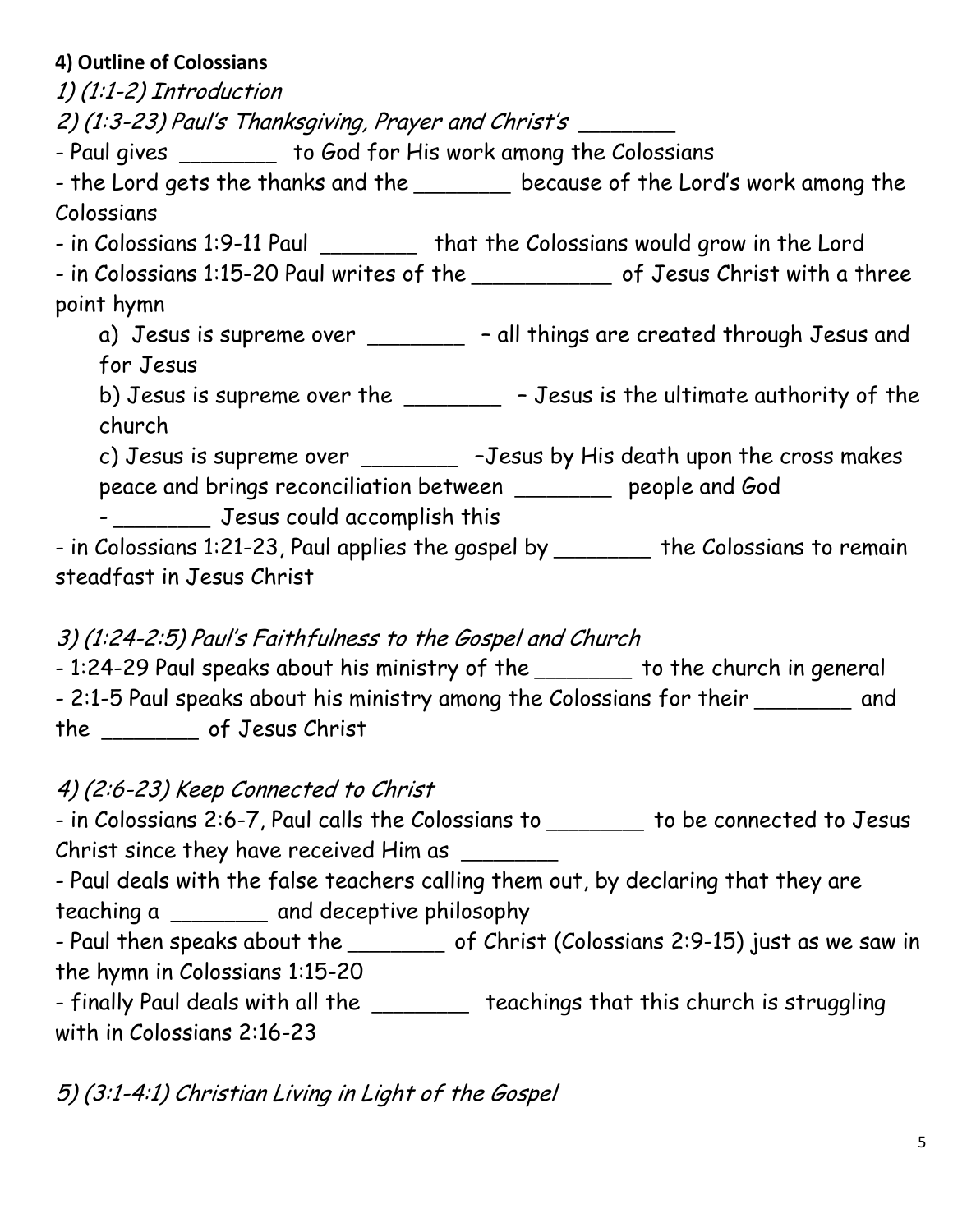**4) Outline of Colossians**

*1) (1:1-2) Introduction*

*2) (1:3-23) Paul's Thanksgiving, Prayer and Christ's _______*

- Paul gives _______ to God for His work among the Colossians
- the Lord gets the thanks and the _______ because of the Lord's work among the Colossians
- in Colossians 1:9-11 Paul _______ that the Colossians would grow in the Lord
- in Colossians 1:15-20 Paul writes of the __________ of Jesus Christ with a three point hymn

    a) Jesus is supreme over _______ – all things are created through Jesus and for Jesus

    b) Jesus is supreme over the _______ – Jesus is the ultimate authority of the church

    c) Jesus is supreme over _______ –Jesus by His death upon the cross makes peace and brings reconciliation between _______ people and God

    - _______ Jesus could accomplish this

- in Colossians 1:21-23, Paul applies the gospel by _______ the Colossians to remain steadfast in Jesus Christ

*3) (1:24-2:5) Paul's Faithfulness to the Gospel and Church*

- 1:24-29 Paul speaks about his ministry of the _______ to the church in general
- 2:1-5 Paul speaks about his ministry among the Colossians for their _______ and the _______ of Jesus Christ

*4) (2:6-23) Keep Connected to Christ*

- in Colossians 2:6-7, Paul calls the Colossians to _______ to be connected to Jesus Christ since they have received Him as _______
- Paul deals with the false teachers calling them out, by declaring that they are teaching a _______ and deceptive philosophy
- Paul then speaks about the _______ of Christ (Colossians 2:9-15) just as we saw in the hymn in Colossians 1:15-20
- finally Paul deals with all the _______ teachings that this church is struggling with in Colossians 2:16-23

*5) (3:1-4:1) Christian Living in Light of the Gospel*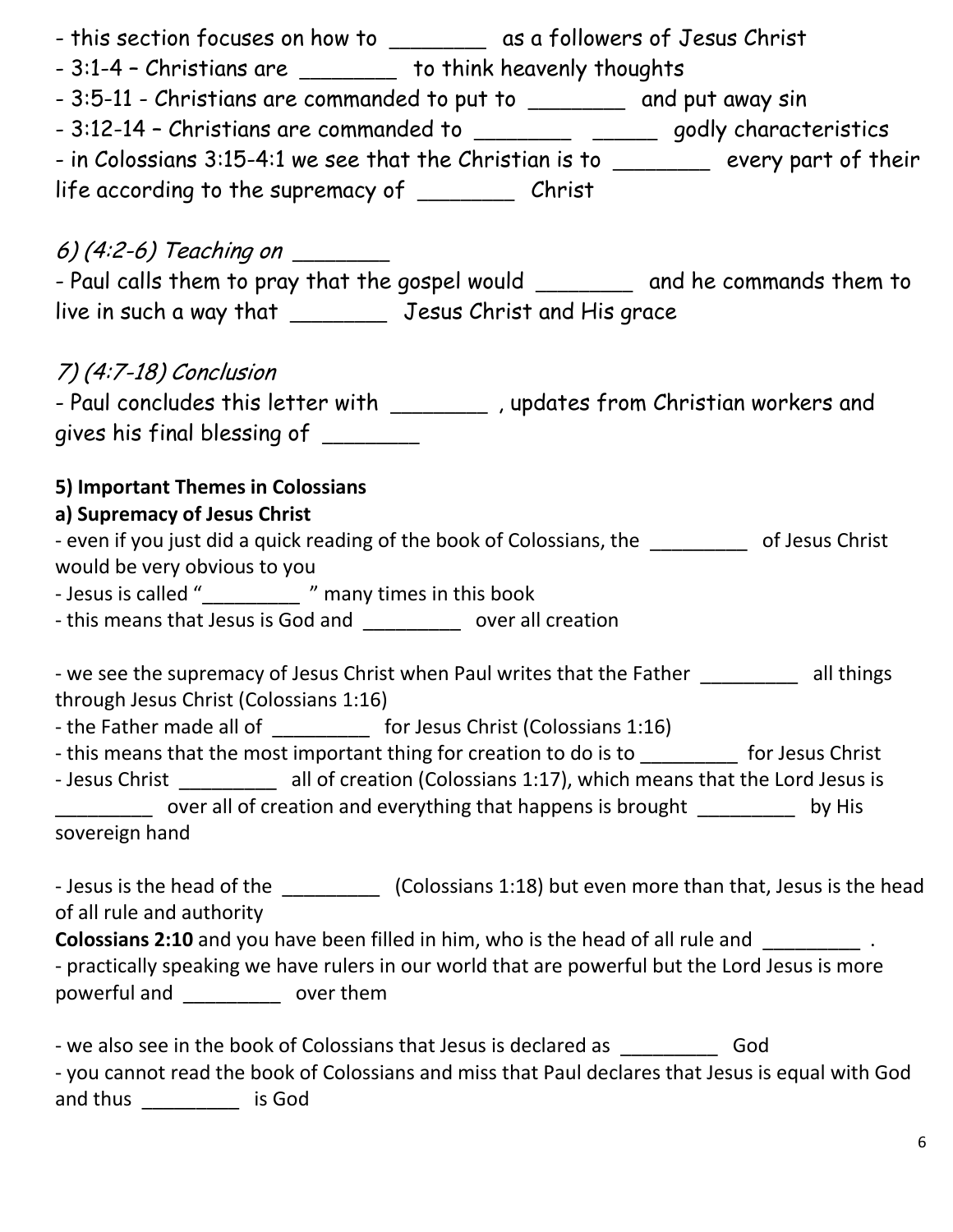- this section focuses on how to _______ as a followers of Jesus Christ
- 3:1-4 – Christians are _______ to think heavenly thoughts
- 3:5-11 - Christians are commanded to put to _______ and put away sin
- 3:12-14 – Christians are commanded to _______ _____ godly characteristics
- in Colossians 3:15-4:1 we see that the Christian is to _______ every part of their life according to the supremacy of _______ Christ

*6) (4:2-6) Teaching on _______*

- Paul calls them to pray that the gospel would _______ and he commands them to live in such a way that _______ Jesus Christ and His grace

*7) (4:7-18) Conclusion*

- Paul concludes this letter with _______ , updates from Christian workers and gives his final blessing of _______

**5) Important Themes in Colossians**

**a) Supremacy of Jesus Christ**

- even if you just did a quick reading of the book of Colossians, the _________ of Jesus Christ would be very obvious to you
- Jesus is called "_________ " many times in this book
- this means that Jesus is God and _________ over all creation

- we see the supremacy of Jesus Christ when Paul writes that the Father _________ all things through Jesus Christ (Colossians 1:16)
- the Father made all of _________ for Jesus Christ (Colossians 1:16)
- this means that the most important thing for creation to do is to _________ for Jesus Christ
- Jesus Christ _________ all of creation (Colossians 1:17), which means that the Lord Jesus is _________ over all of creation and everything that happens is brought _________ by His sovereign hand

- Jesus is the head of the _________ (Colossians 1:18) but even more than that, Jesus is the head of all rule and authority

**Colossians 2:10** and you have been filled in him, who is the head of all rule and _________ .

- practically speaking we have rulers in our world that are powerful but the Lord Jesus is more powerful and _________ over them

- we also see in the book of Colossians that Jesus is declared as _________ God
- you cannot read the book of Colossians and miss that Paul declares that Jesus is equal with God and thus _________ is God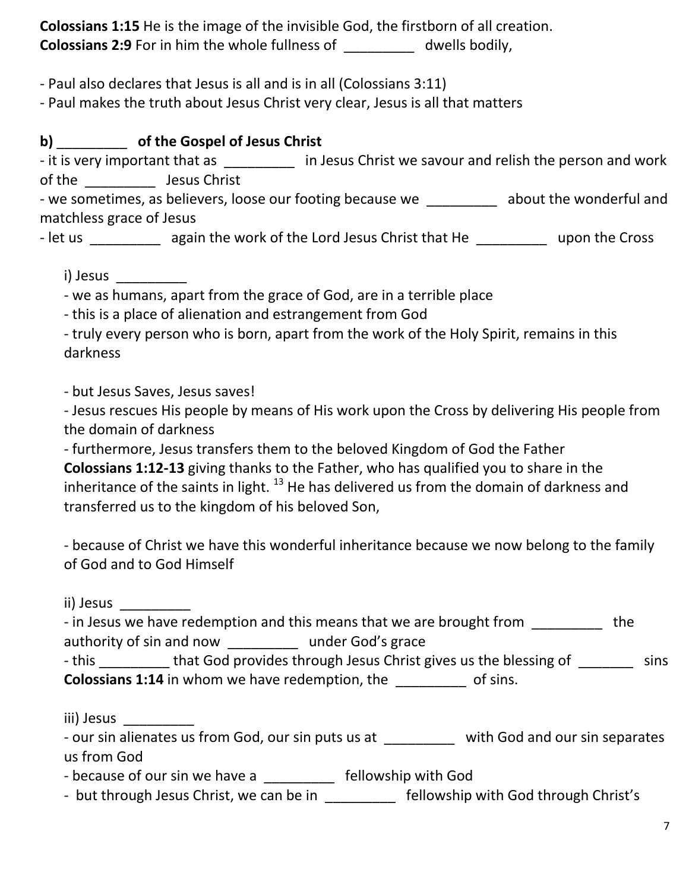**Colossians 1:15** He is the image of the invisible God, the firstborn of all creation.
**Colossians 2:9** For in him the whole fullness of _________ dwells bodily,

- Paul also declares that Jesus is all and is in all (Colossians 3:11)
- Paul makes the truth about Jesus Christ very clear, Jesus is all that matters

**b) _________ of the Gospel of Jesus Christ**

- it is very important that as _________ in Jesus Christ we savour and relish the person and work of the _________ Jesus Christ
- we sometimes, as believers, loose our footing because we _________ about the wonderful and matchless grace of Jesus
- let us _________ again the work of the Lord Jesus Christ that He _________ upon the Cross

i) Jesus _________

- we as humans, apart from the grace of God, are in a terrible place
- this is a place of alienation and estrangement from God
- truly every person who is born, apart from the work of the Holy Spirit, remains in this darkness

- but Jesus Saves, Jesus saves!
- Jesus rescues His people by means of His work upon the Cross by delivering His people from the domain of darkness
- furthermore, Jesus transfers them to the beloved Kingdom of God the Father

**Colossians 1:12-13** giving thanks to the Father, who has qualified you to share in the inheritance of the saints in light. [13] He has delivered us from the domain of darkness and transferred us to the kingdom of his beloved Son,

- because of Christ we have this wonderful inheritance because we now belong to the family of God and to God Himself

ii) Jesus _________

- in Jesus we have redemption and this means that we are brought from _________ the authority of sin and now _________ under God's grace
- this _________ that God provides through Jesus Christ gives us the blessing of _______ sins

**Colossians 1:14** in whom we have redemption, the _________ of sins.

iii) Jesus _________

- our sin alienates us from God, our sin puts us at _________ with God and our sin separates us from God
- because of our sin we have a _________ fellowship with God
- but through Jesus Christ, we can be in _________ fellowship with God through Christ's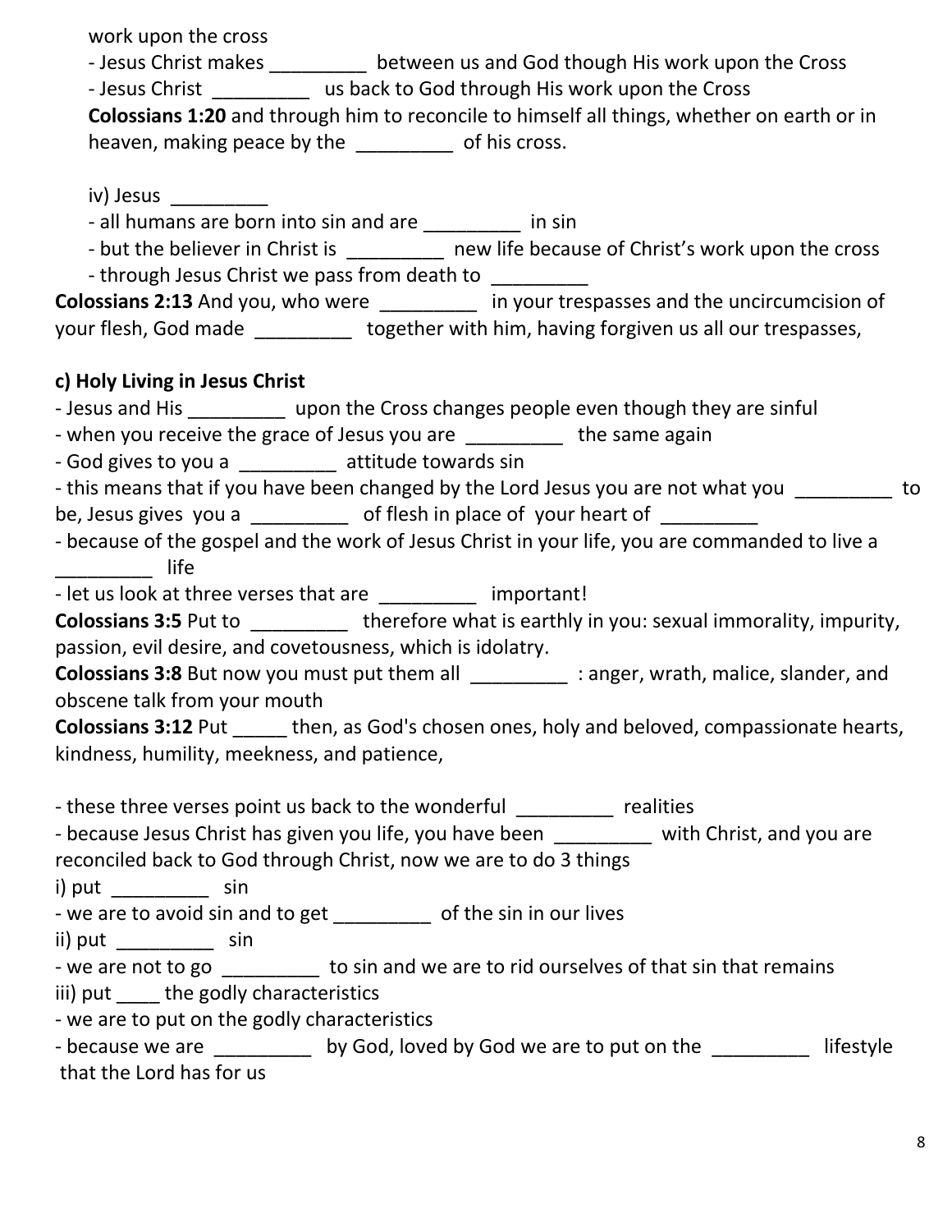work upon the cross

- Jesus Christ makes _________ between us and God though His work upon the Cross
- Jesus Christ _________ us back to God through His work upon the Cross

**Colossians 1:20** and through him to reconcile to himself all things, whether on earth or in heaven, making peace by the _________ of his cross.

iv) Jesus _________

- all humans are born into sin and are _________ in sin
- but the believer in Christ is _________ new life because of Christ's work upon the cross
- through Jesus Christ we pass from death to _________

**Colossians 2:13** And you, who were _________ in your trespasses and the uncircumcision of your flesh, God made _________ together with him, having forgiven us all our trespasses,

**c) Holy Living in Jesus Christ**

- Jesus and His _________ upon the Cross changes people even though they are sinful
- when you receive the grace of Jesus you are _________ the same again
- God gives to you a _________ attitude towards sin
- this means that if you have been changed by the Lord Jesus you are not what you _________ to be, Jesus gives you a _________ of flesh in place of your heart of _________
- because of the gospel and the work of Jesus Christ in your life, you are commanded to live a _________ life
- let us look at three verses that are _________ important!

**Colossians 3:5** Put to _________ therefore what is earthly in you: sexual immorality, impurity, passion, evil desire, and covetousness, which is idolatry.

**Colossians 3:8** But now you must put them all _________ : anger, wrath, malice, slander, and obscene talk from your mouth

**Colossians 3:12** Put _____ then, as God's chosen ones, holy and beloved, compassionate hearts, kindness, humility, meekness, and patience,

- these three verses point us back to the wonderful _________ realities
- because Jesus Christ has given you life, you have been _________ with Christ, and you are reconciled back to God through Christ, now we are to do 3 things

i) put _________ sin

- we are to avoid sin and to get _________ of the sin in our lives

ii) put _________ sin

- we are not to go _________ to sin and we are to rid ourselves of that sin that remains

iii) put ____ the godly characteristics

- we are to put on the godly characteristics
- because we are _________ by God, loved by God we are to put on the _________ lifestyle that the Lord has for us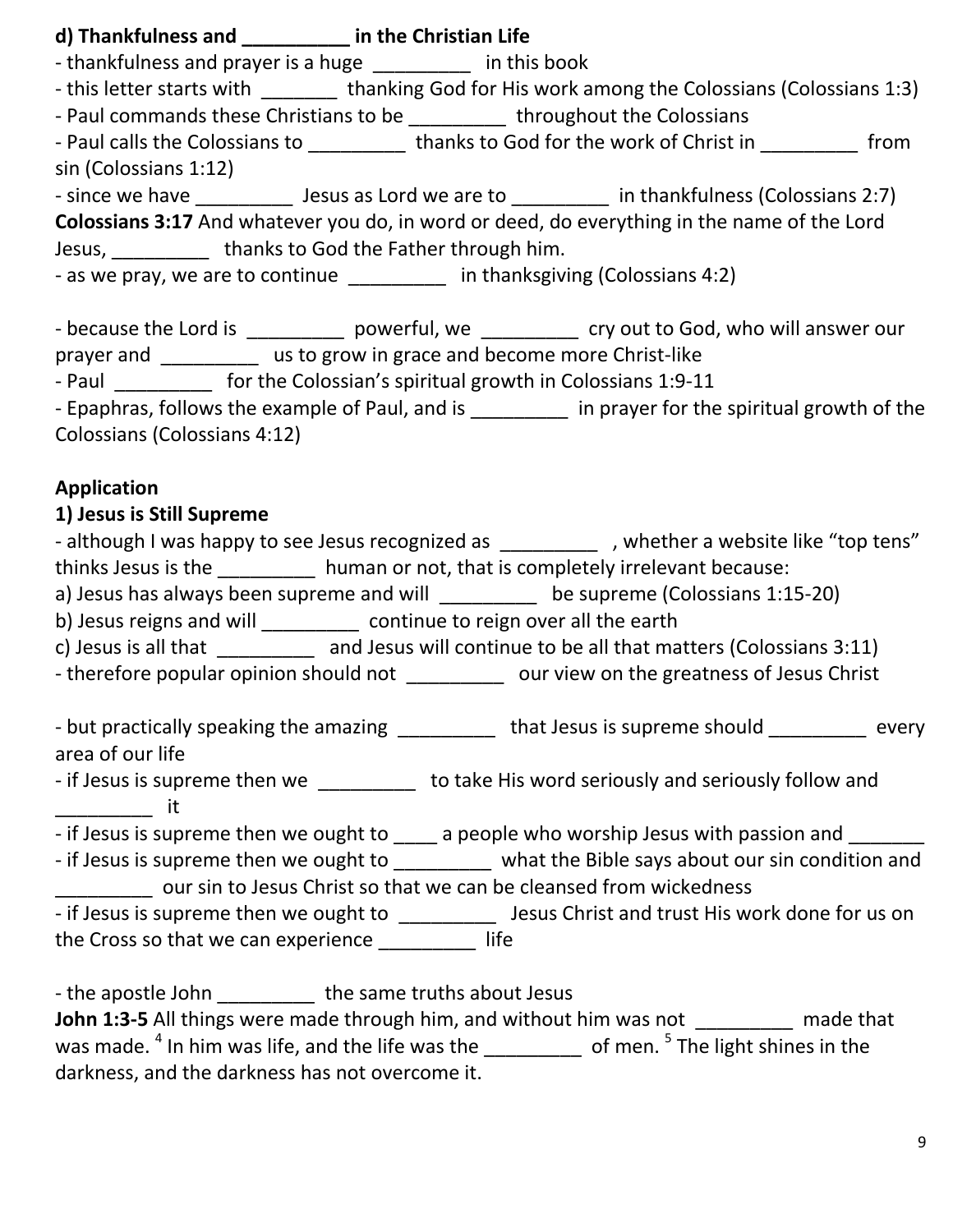**d) Thankfulness and __________ in the Christian Life**

- thankfulness and prayer is a huge _________ in this book
- this letter starts with _______ thanking God for His work among the Colossians (Colossians 1:3)
- Paul commands these Christians to be _________ throughout the Colossians
- Paul calls the Colossians to _________ thanks to God for the work of Christ in _________ from sin (Colossians 1:12)
- since we have _________ Jesus as Lord we are to _________ in thankfulness (Colossians 2:7)

**Colossians 3:17** And whatever you do, in word or deed, do everything in the name of the Lord Jesus, _________ thanks to God the Father through him.

- as we pray, we are to continue _________ in thanksgiving (Colossians 4:2)

- because the Lord is _________ powerful, we _________ cry out to God, who will answer our prayer and _________ us to grow in grace and become more Christ-like
- Paul _________ for the Colossian's spiritual growth in Colossians 1:9-11
- Epaphras, follows the example of Paul, and is _________ in prayer for the spiritual growth of the Colossians (Colossians 4:12)

**Application**

**1) Jesus is Still Supreme**

- although I was happy to see Jesus recognized as _________ , whether a website like "top tens" thinks Jesus is the _________ human or not, that is completely irrelevant because:

a) Jesus has always been supreme and will _________ be supreme (Colossians 1:15-20)
b) Jesus reigns and will _________ continue to reign over all the earth
c) Jesus is all that _________ and Jesus will continue to be all that matters (Colossians 3:11)

- therefore popular opinion should not _________ our view on the greatness of Jesus Christ

- but practically speaking the amazing _________ that Jesus is supreme should _________ every area of our life
- if Jesus is supreme then we _________ to take His word seriously and seriously follow and _________ it
- if Jesus is supreme then we ought to ____ a people who worship Jesus with passion and _______
- if Jesus is supreme then we ought to _________ what the Bible says about our sin condition and _________ our sin to Jesus Christ so that we can be cleansed from wickedness
- if Jesus is supreme then we ought to _________ Jesus Christ and trust His work done for us on the Cross so that we can experience _________ life

- the apostle John _________ the same truths about Jesus

**John 1:3-5** All things were made through him, and without him was not _________ made that was made. [4] In him was life, and the life was the _________ of men. [5] The light shines in the darkness, and the darkness has not overcome it.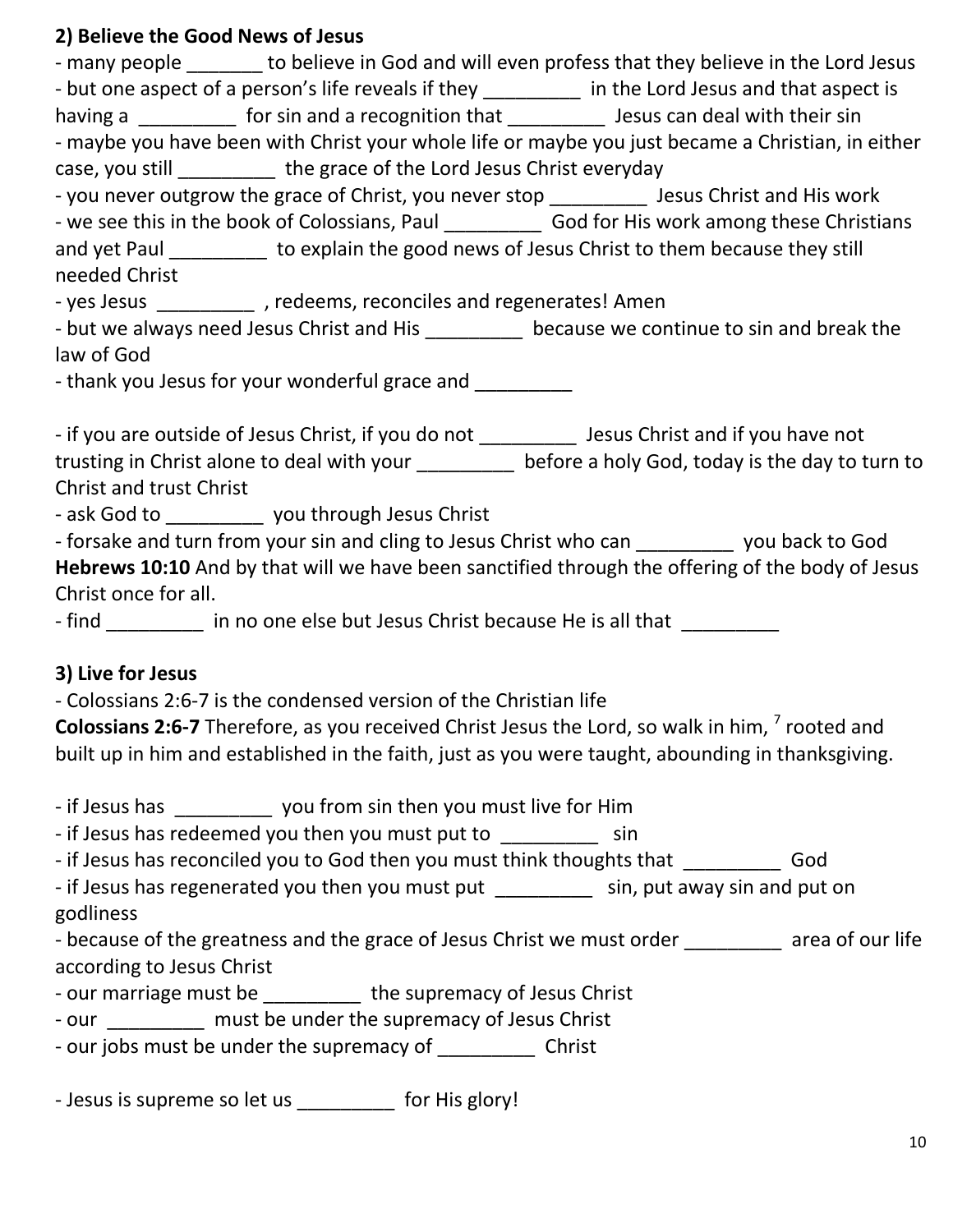## 2) Believe the Good News of Jesus

- many people _______ to believe in God and will even profess that they believe in the Lord Jesus
- but one aspect of a person's life reveals if they _________ in the Lord Jesus and that aspect is having a _________ for sin and a recognition that _________ Jesus can deal with their sin
- maybe you have been with Christ your whole life or maybe you just became a Christian, in either case, you still _________ the grace of the Lord Jesus Christ everyday
- you never outgrow the grace of Christ, you never stop _________ Jesus Christ and His work
- we see this in the book of Colossians, Paul _________ God for His work among these Christians and yet Paul _________ to explain the good news of Jesus Christ to them because they still needed Christ
- yes Jesus _________ , redeems, reconciles and regenerates! Amen
- but we always need Jesus Christ and His _________ because we continue to sin and break the law of God
- thank you Jesus for your wonderful grace and _________

- if you are outside of Jesus Christ, if you do not _________ Jesus Christ and if you have not trusting in Christ alone to deal with your _________ before a holy God, today is the day to turn to Christ and trust Christ
- ask God to _________ you through Jesus Christ
- forsake and turn from your sin and cling to Jesus Christ who can _________ you back to God

**Hebrews 10:10** And by that will we have been sanctified through the offering of the body of Jesus Christ once for all.

- find _________ in no one else but Jesus Christ because He is all that _________

## 3) Live for Jesus

- Colossians 2:6-7 is the condensed version of the Christian life

**Colossians 2:6-7** Therefore, as you received Christ Jesus the Lord, so walk in him, [7] rooted and built up in him and established in the faith, just as you were taught, abounding in thanksgiving.

- if Jesus has _________ you from sin then you must live for Him
- if Jesus has redeemed you then you must put to _________ sin
- if Jesus has reconciled you to God then you must think thoughts that _________ God
- if Jesus has regenerated you then you must put _________ sin, put away sin and put on godliness
- because of the greatness and the grace of Jesus Christ we must order _________ area of our life according to Jesus Christ
- our marriage must be _________ the supremacy of Jesus Christ
- our _________ must be under the supremacy of Jesus Christ
- our jobs must be under the supremacy of _________ Christ

- Jesus is supreme so let us _________ for His glory!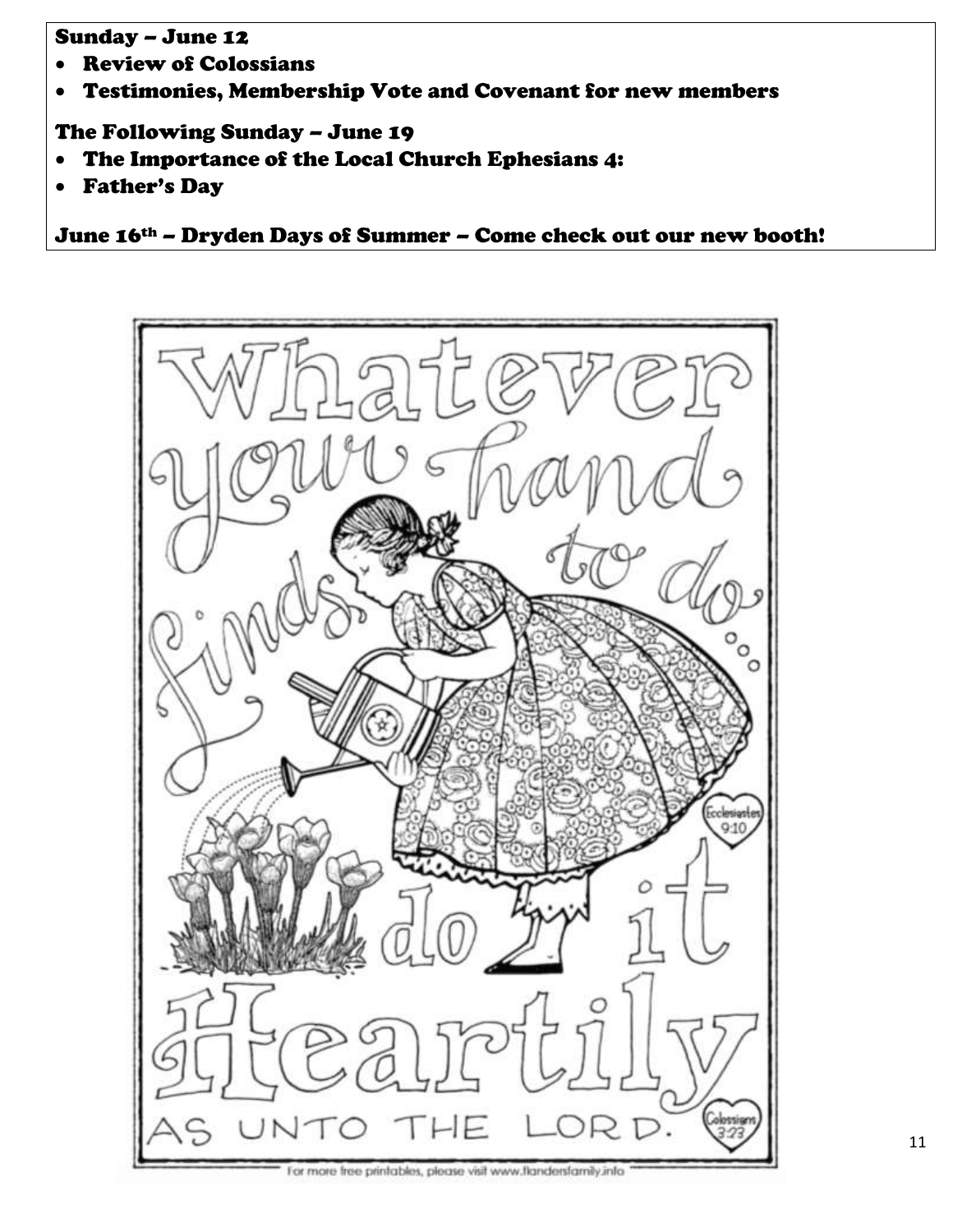**Sunday – June 12**

- **Review of Colossians**
- **Testimonies, Membership Vote and Covenant for new members**

**The Following Sunday – June 19**

- **The Importance of the Local Church Ephesians 4:**
- **Father's Day**

**June 16th – Dryden Days of Summer – Come check out our new booth!**

Whatever your hand finds to do... do it Heartily AS UNTO THE LORD.

Ecclesiastes 9:10

Colossians 3:23

For more free printables, please visit www.flandersfamily.info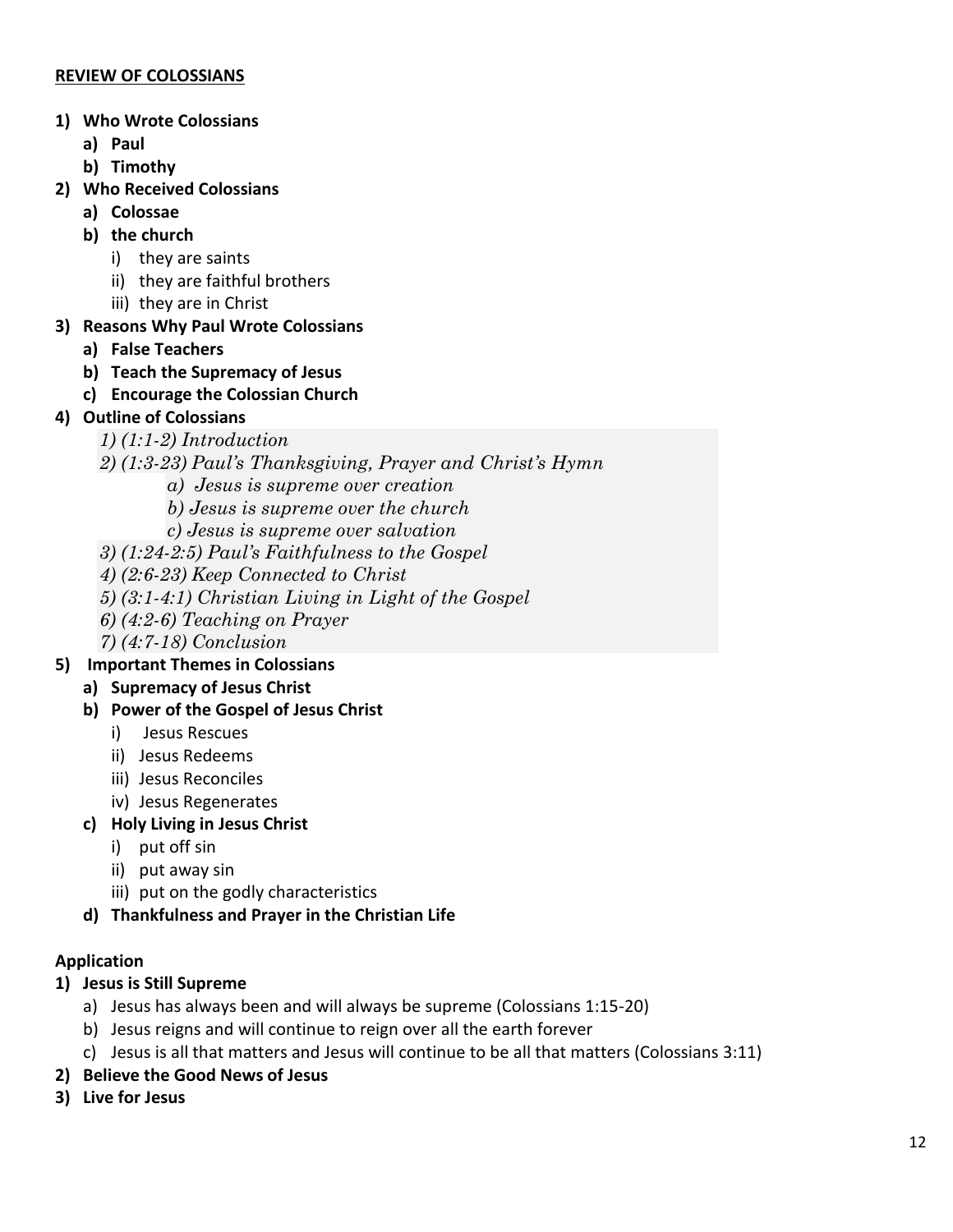**REVIEW OF COLOSSIANS**

1) **Who Wrote Colossians**
   a) **Paul**
   b) **Timothy**
2) **Who Received Colossians**
   a) **Colossae**
   b) **the church**
      i) they are saints
      ii) they are faithful brothers
      iii) they are in Christ
3) **Reasons Why Paul Wrote Colossians**
   a) **False Teachers**
   b) **Teach the Supremacy of Jesus**
   c) **Encourage the Colossian Church**
4) **Outline of Colossians**
   *1) (1:1-2) Introduction*
   *2) (1:3-23) Paul's Thanksgiving, Prayer and Christ's Hymn*
      *a) Jesus is supreme over creation*
      *b) Jesus is supreme over the church*
      *c) Jesus is supreme over salvation*
   *3) (1:24-2:5) Paul's Faithfulness to the Gospel*
   *4) (2:6-23) Keep Connected to Christ*
   *5) (3:1-4:1) Christian Living in Light of the Gospel*
   *6) (4:2-6) Teaching on Prayer*
   *7) (4:7-18) Conclusion*
5) **Important Themes in Colossians**
   a) **Supremacy of Jesus Christ**
   b) **Power of the Gospel of Jesus Christ**
      i) Jesus Rescues
      ii) Jesus Redeems
      iii) Jesus Reconciles
      iv) Jesus Regenerates
   c) **Holy Living in Jesus Christ**
      i) put off sin
      ii) put away sin
      iii) put on the godly characteristics
   d) **Thankfulness and Prayer in the Christian Life**

**Application**

1) **Jesus is Still Supreme**
   a) Jesus has always been and will always be supreme (Colossians 1:15-20)
   b) Jesus reigns and will continue to reign over all the earth forever
   c) Jesus is all that matters and Jesus will continue to be all that matters (Colossians 3:11)
2) **Believe the Good News of Jesus**
3) **Live for Jesus**